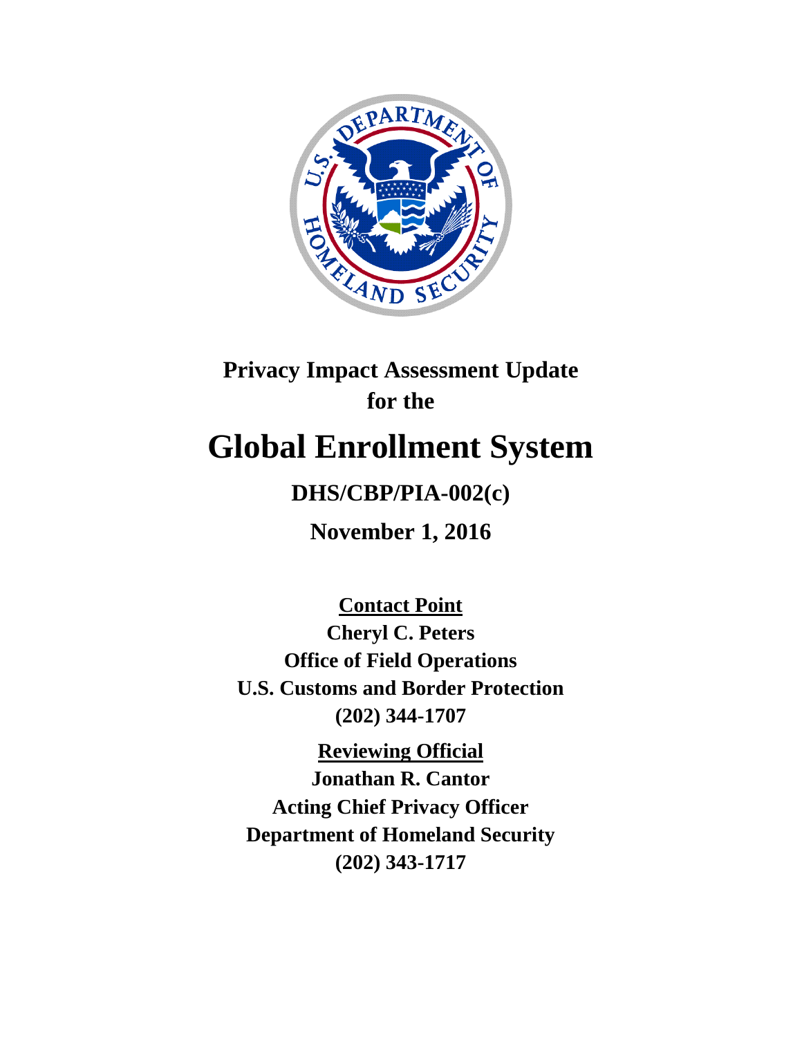**Privacy Impact Assessment Update**
**for the**

# Global Enrollment System

**DHS/CBP/PIA-002(c)**

**November 1, 2016**

**Contact Point**
**Cheryl C. Peters**
**Office of Field Operations**
**U.S. Customs and Border Protection**
**(202) 344-1707**

**Reviewing Official**
**Jonathan R. Cantor**
**Acting Chief Privacy Officer**
**Department of Homeland Security**
**(202) 343-1717**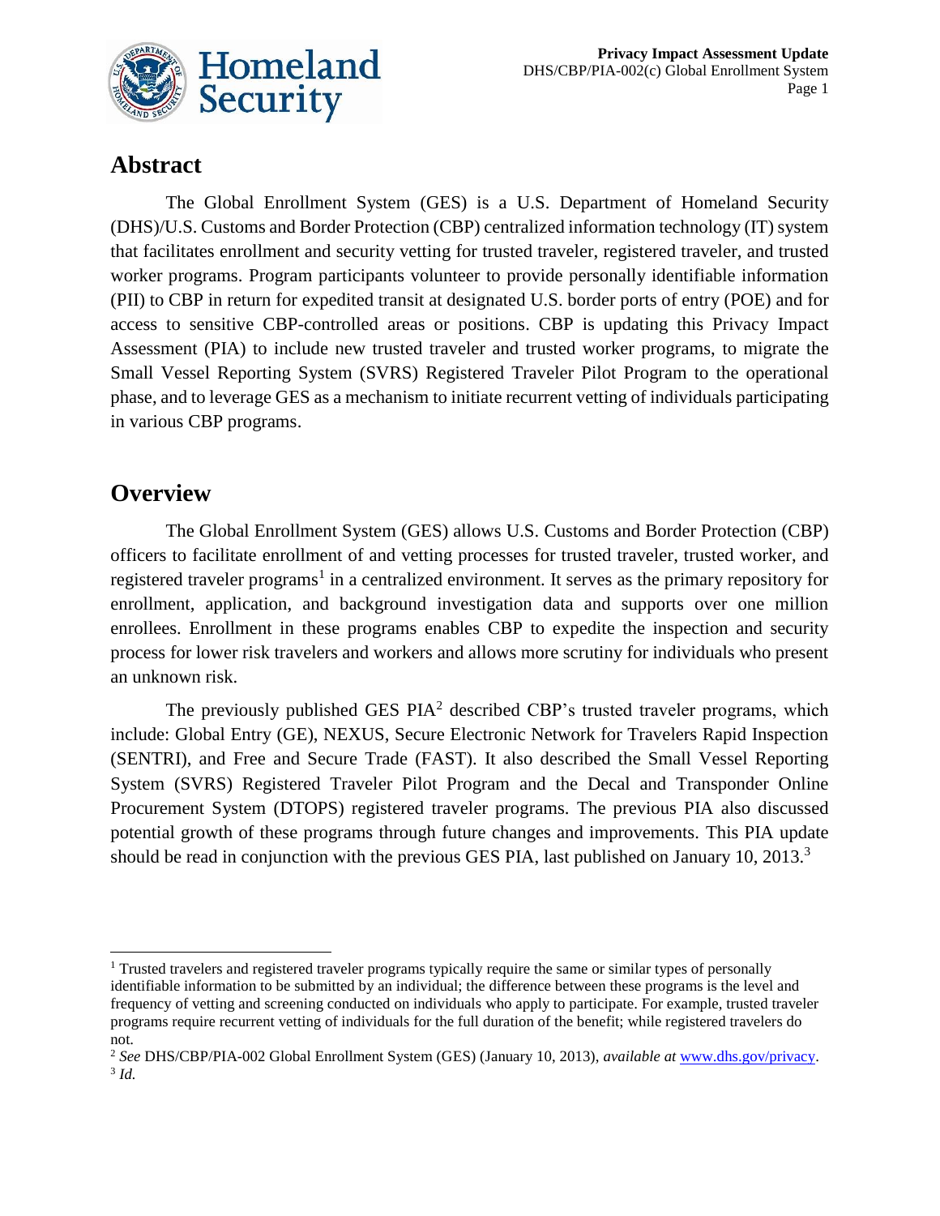## Abstract

The Global Enrollment System (GES) is a U.S. Department of Homeland Security (DHS)/U.S. Customs and Border Protection (CBP) centralized information technology (IT) system that facilitates enrollment and security vetting for trusted traveler, registered traveler, and trusted worker programs. Program participants volunteer to provide personally identifiable information (PII) to CBP in return for expedited transit at designated U.S. border ports of entry (POE) and for access to sensitive CBP-controlled areas or positions. CBP is updating this Privacy Impact Assessment (PIA) to include new trusted traveler and trusted worker programs, to migrate the Small Vessel Reporting System (SVRS) Registered Traveler Pilot Program to the operational phase, and to leverage GES as a mechanism to initiate recurrent vetting of individuals participating in various CBP programs.

## Overview

The Global Enrollment System (GES) allows U.S. Customs and Border Protection (CBP) officers to facilitate enrollment of and vetting processes for trusted traveler, trusted worker, and registered traveler programs[1] in a centralized environment. It serves as the primary repository for enrollment, application, and background investigation data and supports over one million enrollees. Enrollment in these programs enables CBP to expedite the inspection and security process for lower risk travelers and workers and allows more scrutiny for individuals who present an unknown risk.

The previously published GES PIA[2] described CBP's trusted traveler programs, which include: Global Entry (GE), NEXUS, Secure Electronic Network for Travelers Rapid Inspection (SENTRI), and Free and Secure Trade (FAST). It also described the Small Vessel Reporting System (SVRS) Registered Traveler Pilot Program and the Decal and Transponder Online Procurement System (DTOPS) registered traveler programs. The previous PIA also discussed potential growth of these programs through future changes and improvements. This PIA update should be read in conjunction with the previous GES PIA, last published on January 10, 2013.[3]

---

[1] Trusted travelers and registered traveler programs typically require the same or similar types of personally identifiable information to be submitted by an individual; the difference between these programs is the level and frequency of vetting and screening conducted on individuals who apply to participate. For example, trusted traveler programs require recurrent vetting of individuals for the full duration of the benefit; while registered travelers do not.

[2] *See* DHS/CBP/PIA-002 Global Enrollment System (GES) (January 10, 2013), *available at* www.dhs.gov/privacy.

[3] *Id.*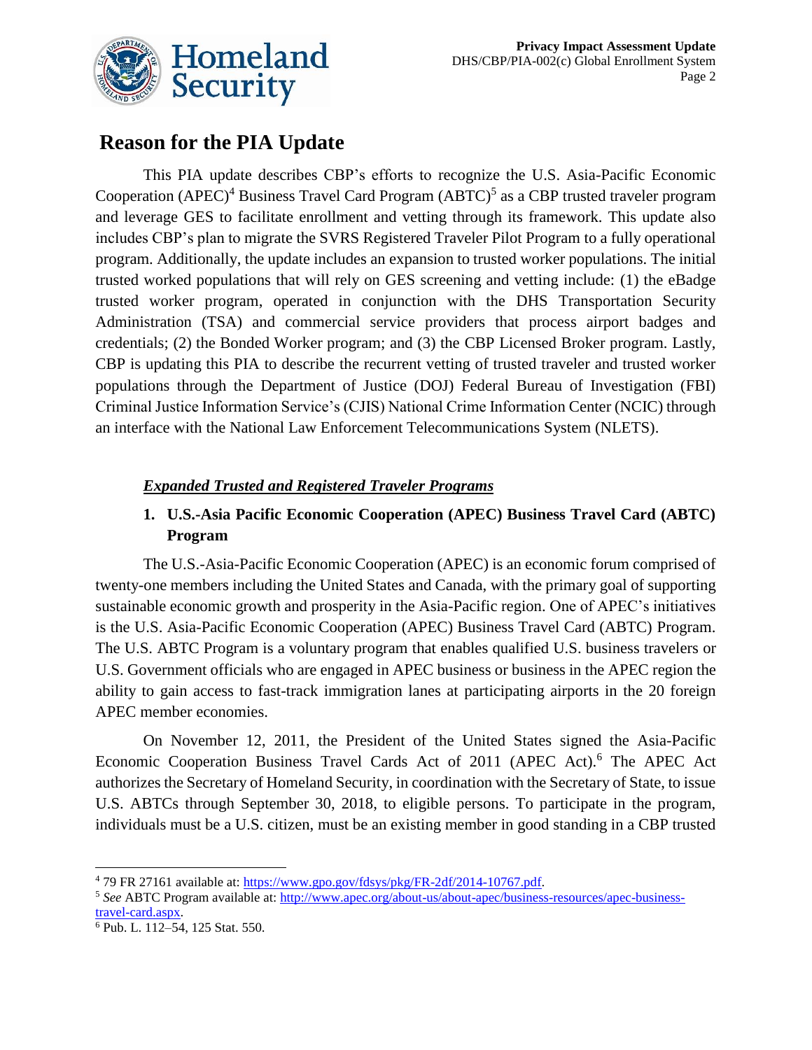# Reason for the PIA Update

This PIA update describes CBP's efforts to recognize the U.S. Asia-Pacific Economic Cooperation (APEC)[4] Business Travel Card Program (ABTC)[5] as a CBP trusted traveler program and leverage GES to facilitate enrollment and vetting through its framework. This update also includes CBP's plan to migrate the SVRS Registered Traveler Pilot Program to a fully operational program. Additionally, the update includes an expansion to trusted worker populations. The initial trusted worked populations that will rely on GES screening and vetting include: (1) the eBadge trusted worker program, operated in conjunction with the DHS Transportation Security Administration (TSA) and commercial service providers that process airport badges and credentials; (2) the Bonded Worker program; and (3) the CBP Licensed Broker program. Lastly, CBP is updating this PIA to describe the recurrent vetting of trusted traveler and trusted worker populations through the Department of Justice (DOJ) Federal Bureau of Investigation (FBI) Criminal Justice Information Service's (CJIS) National Crime Information Center (NCIC) through an interface with the National Law Enforcement Telecommunications System (NLETS).

## ***Expanded Trusted and Registered Traveler Programs***

### 1. U.S.-Asia Pacific Economic Cooperation (APEC) Business Travel Card (ABTC) Program

The U.S.-Asia-Pacific Economic Cooperation (APEC) is an economic forum comprised of twenty-one members including the United States and Canada, with the primary goal of supporting sustainable economic growth and prosperity in the Asia-Pacific region. One of APEC's initiatives is the U.S. Asia-Pacific Economic Cooperation (APEC) Business Travel Card (ABTC) Program. The U.S. ABTC Program is a voluntary program that enables qualified U.S. business travelers or U.S. Government officials who are engaged in APEC business or business in the APEC region the ability to gain access to fast-track immigration lanes at participating airports in the 20 foreign APEC member economies.

On November 12, 2011, the President of the United States signed the Asia-Pacific Economic Cooperation Business Travel Cards Act of 2011 (APEC Act).[6] The APEC Act authorizes the Secretary of Homeland Security, in coordination with the Secretary of State, to issue U.S. ABTCs through September 30, 2018, to eligible persons. To participate in the program, individuals must be a U.S. citizen, must be an existing member in good standing in a CBP trusted

---

[4] 79 FR 27161 available at: https://www.gpo.gov/fdsys/pkg/FR-2df/2014-10767.pdf.

[5] *See* ABTC Program available at: http://www.apec.org/about-us/about-apec/business-resources/apec-business-travel-card.aspx.

[6] Pub. L. 112–54, 125 Stat. 550.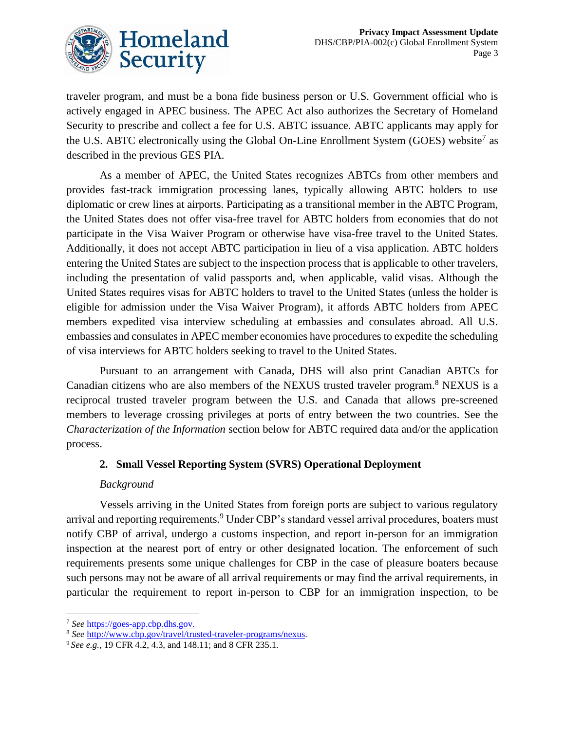traveler program, and must be a bona fide business person or U.S. Government official who is actively engaged in APEC business. The APEC Act also authorizes the Secretary of Homeland Security to prescribe and collect a fee for U.S. ABTC issuance. ABTC applicants may apply for the U.S. ABTC electronically using the Global On-Line Enrollment System (GOES) website[7] as described in the previous GES PIA.

As a member of APEC, the United States recognizes ABTCs from other members and provides fast-track immigration processing lanes, typically allowing ABTC holders to use diplomatic or crew lines at airports. Participating as a transitional member in the ABTC Program, the United States does not offer visa-free travel for ABTC holders from economies that do not participate in the Visa Waiver Program or otherwise have visa-free travel to the United States. Additionally, it does not accept ABTC participation in lieu of a visa application. ABTC holders entering the United States are subject to the inspection process that is applicable to other travelers, including the presentation of valid passports and, when applicable, valid visas. Although the United States requires visas for ABTC holders to travel to the United States (unless the holder is eligible for admission under the Visa Waiver Program), it affords ABTC holders from APEC members expedited visa interview scheduling at embassies and consulates abroad. All U.S. embassies and consulates in APEC member economies have procedures to expedite the scheduling of visa interviews for ABTC holders seeking to travel to the United States.

Pursuant to an arrangement with Canada, DHS will also print Canadian ABTCs for Canadian citizens who are also members of the NEXUS trusted traveler program.[8] NEXUS is a reciprocal trusted traveler program between the U.S. and Canada that allows pre-screened members to leverage crossing privileges at ports of entry between the two countries. See the *Characterization of the Information* section below for ABTC required data and/or the application process.

### 2. Small Vessel Reporting System (SVRS) Operational Deployment

*Background*

Vessels arriving in the United States from foreign ports are subject to various regulatory arrival and reporting requirements.[9] Under CBP's standard vessel arrival procedures, boaters must notify CBP of arrival, undergo a customs inspection, and report in-person for an immigration inspection at the nearest port of entry or other designated location. The enforcement of such requirements presents some unique challenges for CBP in the case of pleasure boaters because such persons may not be aware of all arrival requirements or may find the arrival requirements, in particular the requirement to report in-person to CBP for an immigration inspection, to be

---

[7] *See* https://goes-app.cbp.dhs.gov.

[8] *See* http://www.cbp.gov/travel/trusted-traveler-programs/nexus.

[9] *See e.g.,* 19 CFR 4.2, 4.3, and 148.11; and 8 CFR 235.1.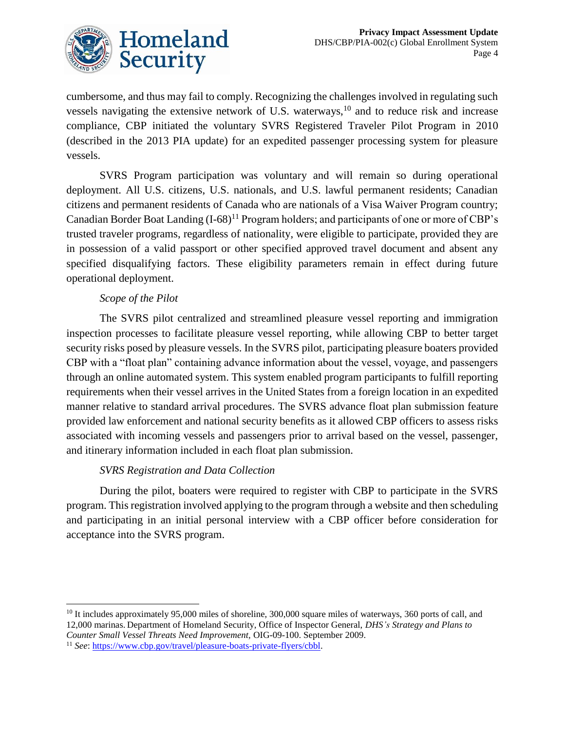cumbersome, and thus may fail to comply. Recognizing the challenges involved in regulating such vessels navigating the extensive network of U.S. waterways,[10] and to reduce risk and increase compliance, CBP initiated the voluntary SVRS Registered Traveler Pilot Program in 2010 (described in the 2013 PIA update) for an expedited passenger processing system for pleasure vessels.

SVRS Program participation was voluntary and will remain so during operational deployment. All U.S. citizens, U.S. nationals, and U.S. lawful permanent residents; Canadian citizens and permanent residents of Canada who are nationals of a Visa Waiver Program country; Canadian Border Boat Landing (I-68)[11] Program holders; and participants of one or more of CBP's trusted traveler programs, regardless of nationality, were eligible to participate, provided they are in possession of a valid passport or other specified approved travel document and absent any specified disqualifying factors. These eligibility parameters remain in effect during future operational deployment.

*Scope of the Pilot*

The SVRS pilot centralized and streamlined pleasure vessel reporting and immigration inspection processes to facilitate pleasure vessel reporting, while allowing CBP to better target security risks posed by pleasure vessels. In the SVRS pilot, participating pleasure boaters provided CBP with a "float plan" containing advance information about the vessel, voyage, and passengers through an online automated system. This system enabled program participants to fulfill reporting requirements when their vessel arrives in the United States from a foreign location in an expedited manner relative to standard arrival procedures. The SVRS advance float plan submission feature provided law enforcement and national security benefits as it allowed CBP officers to assess risks associated with incoming vessels and passengers prior to arrival based on the vessel, passenger, and itinerary information included in each float plan submission.

*SVRS Registration and Data Collection*

During the pilot, boaters were required to register with CBP to participate in the SVRS program. This registration involved applying to the program through a website and then scheduling and participating in an initial personal interview with a CBP officer before consideration for acceptance into the SVRS program.

---

[10] It includes approximately 95,000 miles of shoreline, 300,000 square miles of waterways, 360 ports of call, and 12,000 marinas. Department of Homeland Security, Office of Inspector General, *DHS's Strategy and Plans to Counter Small Vessel Threats Need Improvement*, OIG-09-100. September 2009.

[11] *See*: https://www.cbp.gov/travel/pleasure-boats-private-flyers/cbbl.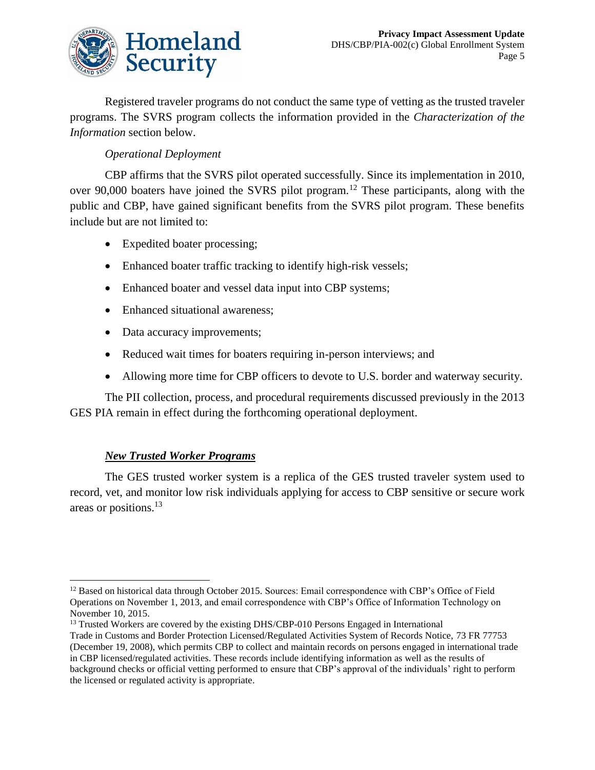Registered traveler programs do not conduct the same type of vetting as the trusted traveler programs. The SVRS program collects the information provided in the *Characterization of the Information* section below.

*Operational Deployment*

CBP affirms that the SVRS pilot operated successfully. Since its implementation in 2010, over 90,000 boaters have joined the SVRS pilot program.[12] These participants, along with the public and CBP, have gained significant benefits from the SVRS pilot program. These benefits include but are not limited to:

- Expedited boater processing;
- Enhanced boater traffic tracking to identify high-risk vessels;
- Enhanced boater and vessel data input into CBP systems;
- Enhanced situational awareness;
- Data accuracy improvements;
- Reduced wait times for boaters requiring in-person interviews; and
- Allowing more time for CBP officers to devote to U.S. border and waterway security.

The PII collection, process, and procedural requirements discussed previously in the 2013 GES PIA remain in effect during the forthcoming operational deployment.

***New Trusted Worker Programs***

The GES trusted worker system is a replica of the GES trusted traveler system used to record, vet, and monitor low risk individuals applying for access to CBP sensitive or secure work areas or positions.[13]

---

[12] Based on historical data through October 2015. Sources: Email correspondence with CBP's Office of Field Operations on November 1, 2013, and email correspondence with CBP's Office of Information Technology on November 10, 2015.

[13] Trusted Workers are covered by the existing DHS/CBP-010 Persons Engaged in International Trade in Customs and Border Protection Licensed/Regulated Activities System of Records Notice, 73 FR 77753 (December 19, 2008), which permits CBP to collect and maintain records on persons engaged in international trade in CBP licensed/regulated activities. These records include identifying information as well as the results of background checks or official vetting performed to ensure that CBP's approval of the individuals' right to perform the licensed or regulated activity is appropriate.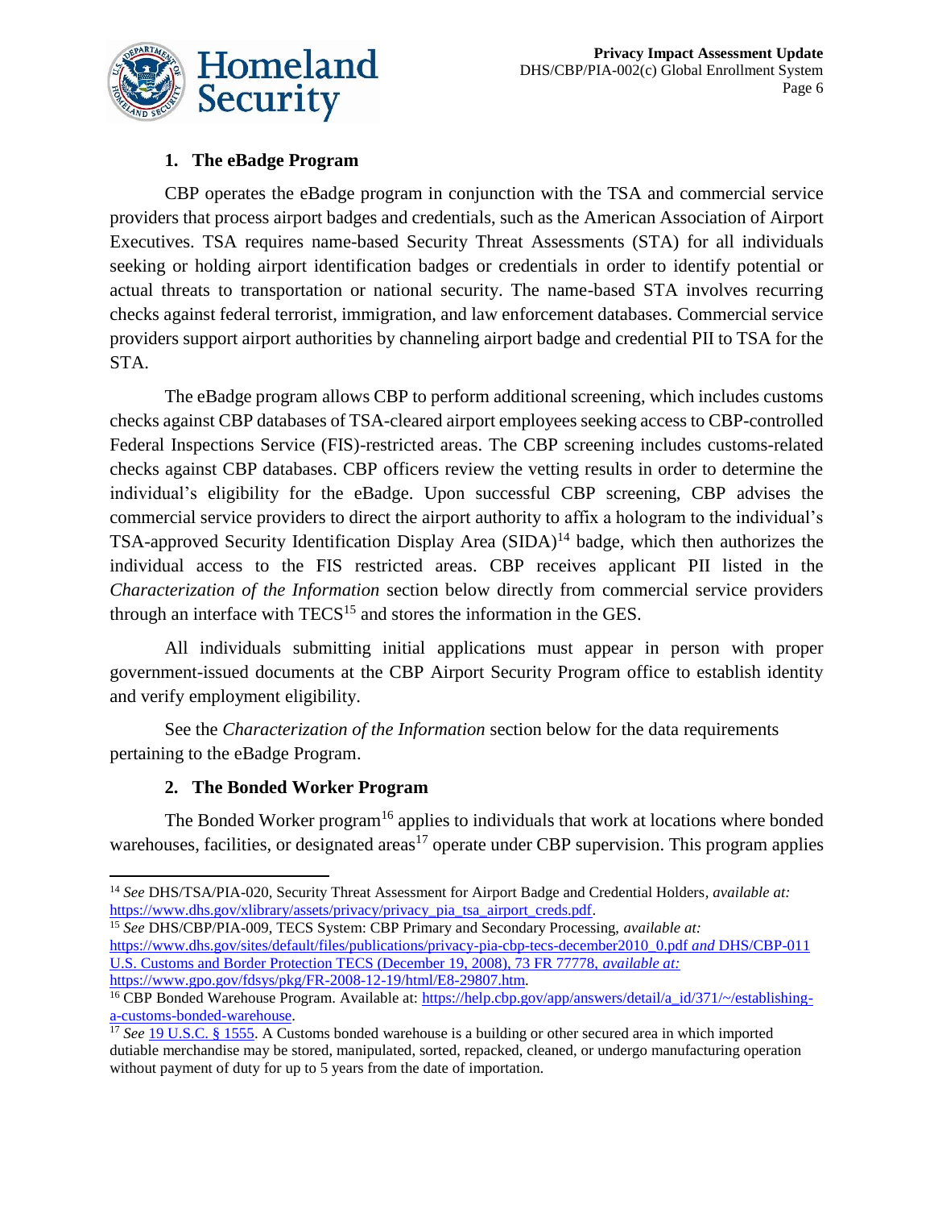### 1. The eBadge Program

CBP operates the eBadge program in conjunction with the TSA and commercial service providers that process airport badges and credentials, such as the American Association of Airport Executives. TSA requires name-based Security Threat Assessments (STA) for all individuals seeking or holding airport identification badges or credentials in order to identify potential or actual threats to transportation or national security. The name-based STA involves recurring checks against federal terrorist, immigration, and law enforcement databases. Commercial service providers support airport authorities by channeling airport badge and credential PII to TSA for the STA.

The eBadge program allows CBP to perform additional screening, which includes customs checks against CBP databases of TSA-cleared airport employees seeking access to CBP-controlled Federal Inspections Service (FIS)-restricted areas. The CBP screening includes customs-related checks against CBP databases. CBP officers review the vetting results in order to determine the individual's eligibility for the eBadge. Upon successful CBP screening, CBP advises the commercial service providers to direct the airport authority to affix a hologram to the individual's TSA-approved Security Identification Display Area (SIDA)[14] badge, which then authorizes the individual access to the FIS restricted areas. CBP receives applicant PII listed in the *Characterization of the Information* section below directly from commercial service providers through an interface with TECS[15] and stores the information in the GES.

All individuals submitting initial applications must appear in person with proper government-issued documents at the CBP Airport Security Program office to establish identity and verify employment eligibility.

See the *Characterization of the Information* section below for the data requirements pertaining to the eBadge Program.

### 2. The Bonded Worker Program

The Bonded Worker program[16] applies to individuals that work at locations where bonded warehouses, facilities, or designated areas[17] operate under CBP supervision. This program applies

---

[14] *See* DHS/TSA/PIA-020, Security Threat Assessment for Airport Badge and Credential Holders, *available at:* https://www.dhs.gov/xlibrary/assets/privacy/privacy_pia_tsa_airport_creds.pdf.

[15] *See* DHS/CBP/PIA-009, TECS System: CBP Primary and Secondary Processing, *available at:* https://www.dhs.gov/sites/default/files/publications/privacy-pia-cbp-tecs-december2010_0.pdf *and* DHS/CBP-011 U.S. Customs and Border Protection TECS (December 19, 2008), 73 FR 77778, *available at:* https://www.gpo.gov/fdsys/pkg/FR-2008-12-19/html/E8-29807.htm.

[16] CBP Bonded Warehouse Program. Available at: https://help.cbp.gov/app/answers/detail/a_id/371/~/establishing-a-customs-bonded-warehouse.

[17] *See* 19 U.S.C. § 1555. A Customs bonded warehouse is a building or other secured area in which imported dutiable merchandise may be stored, manipulated, sorted, repacked, cleaned, or undergo manufacturing operation without payment of duty for up to 5 years from the date of importation.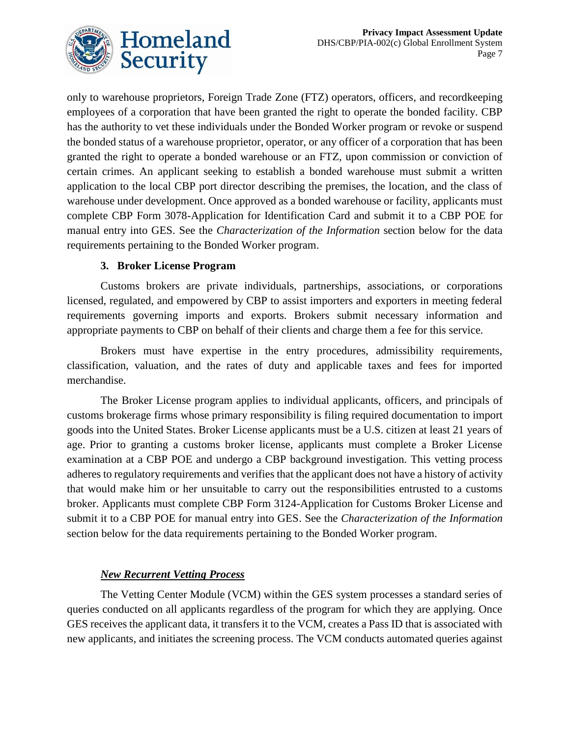only to warehouse proprietors, Foreign Trade Zone (FTZ) operators, officers, and recordkeeping employees of a corporation that have been granted the right to operate the bonded facility. CBP has the authority to vet these individuals under the Bonded Worker program or revoke or suspend the bonded status of a warehouse proprietor, operator, or any officer of a corporation that has been granted the right to operate a bonded warehouse or an FTZ, upon commission or conviction of certain crimes. An applicant seeking to establish a bonded warehouse must submit a written application to the local CBP port director describing the premises, the location, and the class of warehouse under development. Once approved as a bonded warehouse or facility, applicants must complete CBP Form 3078-Application for Identification Card and submit it to a CBP POE for manual entry into GES. See the *Characterization of the Information* section below for the data requirements pertaining to the Bonded Worker program.

### 3. Broker License Program

Customs brokers are private individuals, partnerships, associations, or corporations licensed, regulated, and empowered by CBP to assist importers and exporters in meeting federal requirements governing imports and exports. Brokers submit necessary information and appropriate payments to CBP on behalf of their clients and charge them a fee for this service.

Brokers must have expertise in the entry procedures, admissibility requirements, classification, valuation, and the rates of duty and applicable taxes and fees for imported merchandise.

The Broker License program applies to individual applicants, officers, and principals of customs brokerage firms whose primary responsibility is filing required documentation to import goods into the United States. Broker License applicants must be a U.S. citizen at least 21 years of age. Prior to granting a customs broker license, applicants must complete a Broker License examination at a CBP POE and undergo a CBP background investigation. This vetting process adheres to regulatory requirements and verifies that the applicant does not have a history of activity that would make him or her unsuitable to carry out the responsibilities entrusted to a customs broker. Applicants must complete CBP Form 3124-Application for Customs Broker License and submit it to a CBP POE for manual entry into GES. See the *Characterization of the Information* section below for the data requirements pertaining to the Bonded Worker program.

### ***New Recurrent Vetting Process***

The Vetting Center Module (VCM) within the GES system processes a standard series of queries conducted on all applicants regardless of the program for which they are applying. Once GES receives the applicant data, it transfers it to the VCM, creates a Pass ID that is associated with new applicants, and initiates the screening process. The VCM conducts automated queries against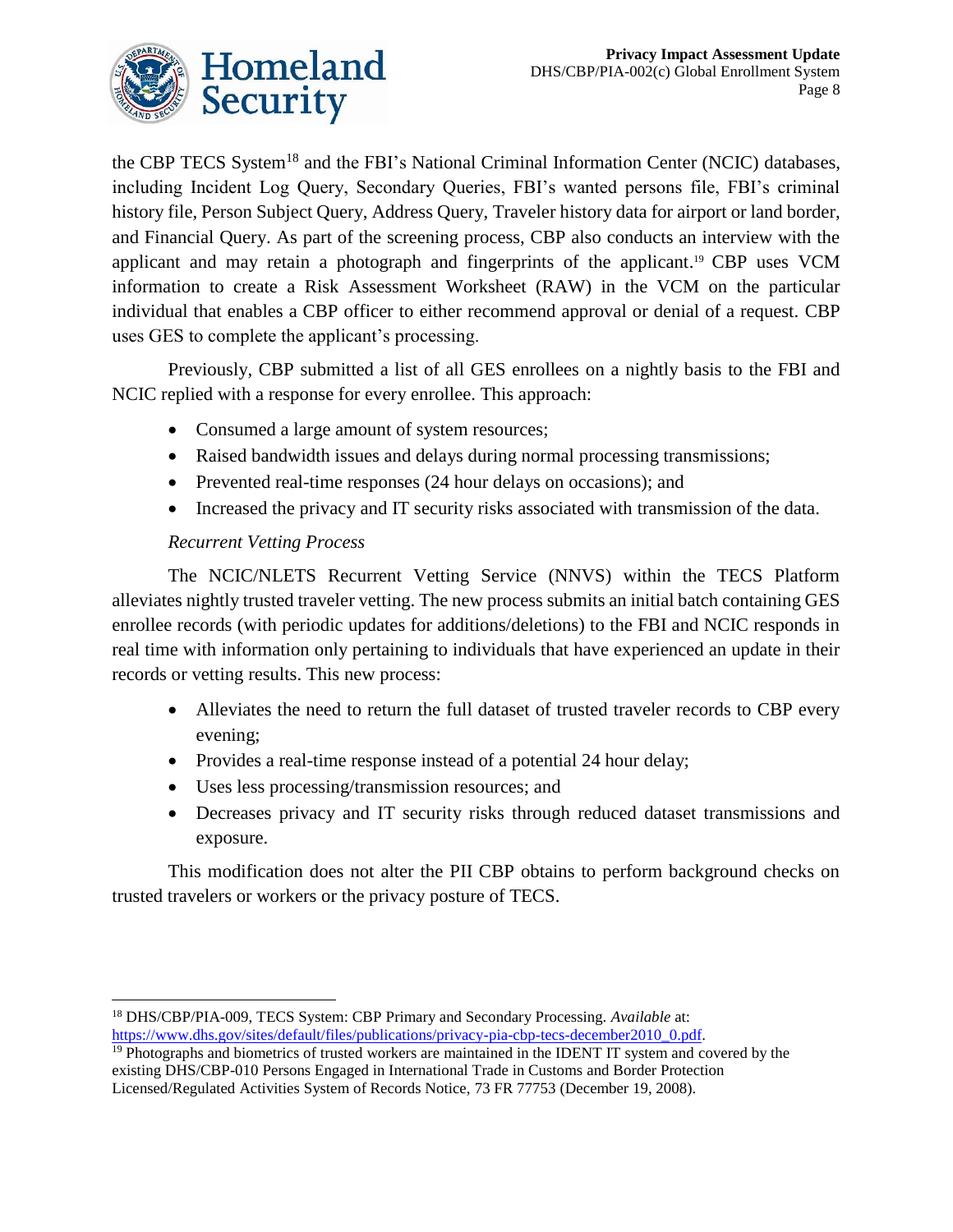the CBP TECS System[18] and the FBI's National Criminal Information Center (NCIC) databases, including Incident Log Query, Secondary Queries, FBI's wanted persons file, FBI's criminal history file, Person Subject Query, Address Query, Traveler history data for airport or land border, and Financial Query. As part of the screening process, CBP also conducts an interview with the applicant and may retain a photograph and fingerprints of the applicant.[19] CBP uses VCM information to create a Risk Assessment Worksheet (RAW) in the VCM on the particular individual that enables a CBP officer to either recommend approval or denial of a request. CBP uses GES to complete the applicant's processing.

Previously, CBP submitted a list of all GES enrollees on a nightly basis to the FBI and NCIC replied with a response for every enrollee. This approach:

- Consumed a large amount of system resources;
- Raised bandwidth issues and delays during normal processing transmissions;
- Prevented real-time responses (24 hour delays on occasions); and
- Increased the privacy and IT security risks associated with transmission of the data.

*Recurrent Vetting Process*

The NCIC/NLETS Recurrent Vetting Service (NNVS) within the TECS Platform alleviates nightly trusted traveler vetting. The new process submits an initial batch containing GES enrollee records (with periodic updates for additions/deletions) to the FBI and NCIC responds in real time with information only pertaining to individuals that have experienced an update in their records or vetting results. This new process:

- Alleviates the need to return the full dataset of trusted traveler records to CBP every evening;
- Provides a real-time response instead of a potential 24 hour delay;
- Uses less processing/transmission resources; and
- Decreases privacy and IT security risks through reduced dataset transmissions and exposure.

This modification does not alter the PII CBP obtains to perform background checks on trusted travelers or workers or the privacy posture of TECS.

---

[18] DHS/CBP/PIA-009, TECS System: CBP Primary and Secondary Processing. *Available* at: https://www.dhs.gov/sites/default/files/publications/privacy-pia-cbp-tecs-december2010_0.pdf.

[19] Photographs and biometrics of trusted workers are maintained in the IDENT IT system and covered by the existing DHS/CBP-010 Persons Engaged in International Trade in Customs and Border Protection Licensed/Regulated Activities System of Records Notice, 73 FR 77753 (December 19, 2008).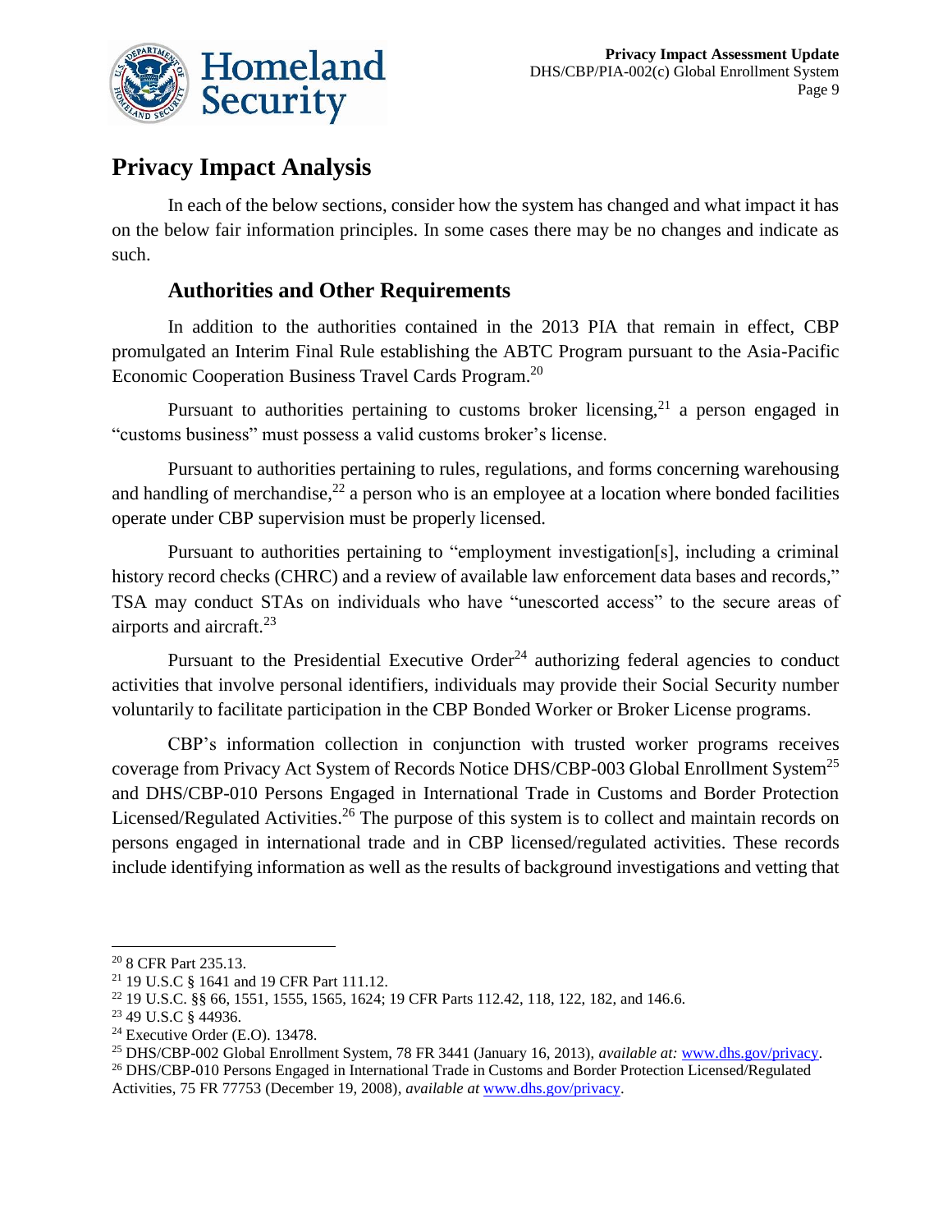# Privacy Impact Analysis

In each of the below sections, consider how the system has changed and what impact it has on the below fair information principles. In some cases there may be no changes and indicate as such.

## Authorities and Other Requirements

In addition to the authorities contained in the 2013 PIA that remain in effect, CBP promulgated an Interim Final Rule establishing the ABTC Program pursuant to the Asia-Pacific Economic Cooperation Business Travel Cards Program.[20]

Pursuant to authorities pertaining to customs broker licensing,[21] a person engaged in "customs business" must possess a valid customs broker's license.

Pursuant to authorities pertaining to rules, regulations, and forms concerning warehousing and handling of merchandise,[22] a person who is an employee at a location where bonded facilities operate under CBP supervision must be properly licensed.

Pursuant to authorities pertaining to "employment investigation[s], including a criminal history record checks (CHRC) and a review of available law enforcement data bases and records," TSA may conduct STAs on individuals who have "unescorted access" to the secure areas of airports and aircraft.[23]

Pursuant to the Presidential Executive Order[24] authorizing federal agencies to conduct activities that involve personal identifiers, individuals may provide their Social Security number voluntarily to facilitate participation in the CBP Bonded Worker or Broker License programs.

CBP's information collection in conjunction with trusted worker programs receives coverage from Privacy Act System of Records Notice DHS/CBP-003 Global Enrollment System[25] and DHS/CBP-010 Persons Engaged in International Trade in Customs and Border Protection Licensed/Regulated Activities.[26] The purpose of this system is to collect and maintain records on persons engaged in international trade and in CBP licensed/regulated activities. These records include identifying information as well as the results of background investigations and vetting that

---

[20] 8 CFR Part 235.13.

[21] 19 U.S.C § 1641 and 19 CFR Part 111.12.

[22] 19 U.S.C. §§ 66, 1551, 1555, 1565, 1624; 19 CFR Parts 112.42, 118, 122, 182, and 146.6.

[23] 49 U.S.C § 44936.

[24] Executive Order (E.O). 13478.

[25] DHS/CBP-002 Global Enrollment System, 78 FR 3441 (January 16, 2013), *available at:* www.dhs.gov/privacy.

[26] DHS/CBP-010 Persons Engaged in International Trade in Customs and Border Protection Licensed/Regulated Activities, 75 FR 77753 (December 19, 2008), *available at* www.dhs.gov/privacy.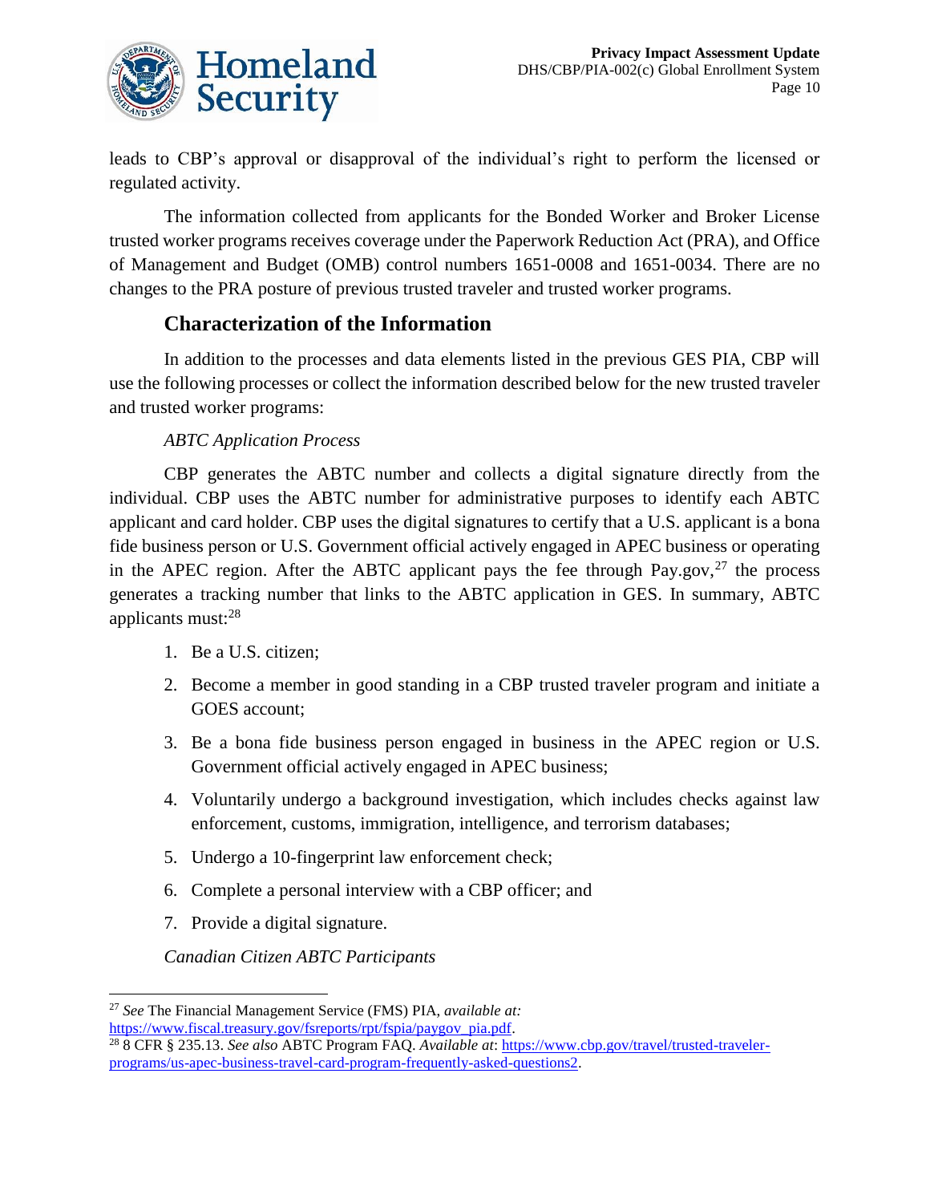leads to CBP's approval or disapproval of the individual's right to perform the licensed or regulated activity.

The information collected from applicants for the Bonded Worker and Broker License trusted worker programs receives coverage under the Paperwork Reduction Act (PRA), and Office of Management and Budget (OMB) control numbers 1651-0008 and 1651-0034. There are no changes to the PRA posture of previous trusted traveler and trusted worker programs.

## Characterization of the Information

In addition to the processes and data elements listed in the previous GES PIA, CBP will use the following processes or collect the information described below for the new trusted traveler and trusted worker programs:

*ABTC Application Process*

CBP generates the ABTC number and collects a digital signature directly from the individual. CBP uses the ABTC number for administrative purposes to identify each ABTC applicant and card holder. CBP uses the digital signatures to certify that a U.S. applicant is a bona fide business person or U.S. Government official actively engaged in APEC business or operating in the APEC region. After the ABTC applicant pays the fee through Pay.gov,[27] the process generates a tracking number that links to the ABTC application in GES. In summary, ABTC applicants must:[28]

1. Be a U.S. citizen;
2. Become a member in good standing in a CBP trusted traveler program and initiate a GOES account;
3. Be a bona fide business person engaged in business in the APEC region or U.S. Government official actively engaged in APEC business;
4. Voluntarily undergo a background investigation, which includes checks against law enforcement, customs, immigration, intelligence, and terrorism databases;
5. Undergo a 10-fingerprint law enforcement check;
6. Complete a personal interview with a CBP officer; and
7. Provide a digital signature.

*Canadian Citizen ABTC Participants*

---

[27] *See* The Financial Management Service (FMS) PIA, *available at:* https://www.fiscal.treasury.gov/fsreports/rpt/fspia/paygov_pia.pdf.

[28] 8 CFR § 235.13. *See also* ABTC Program FAQ. *Available at*: https://www.cbp.gov/travel/trusted-traveler-programs/us-apec-business-travel-card-program-frequently-asked-questions2.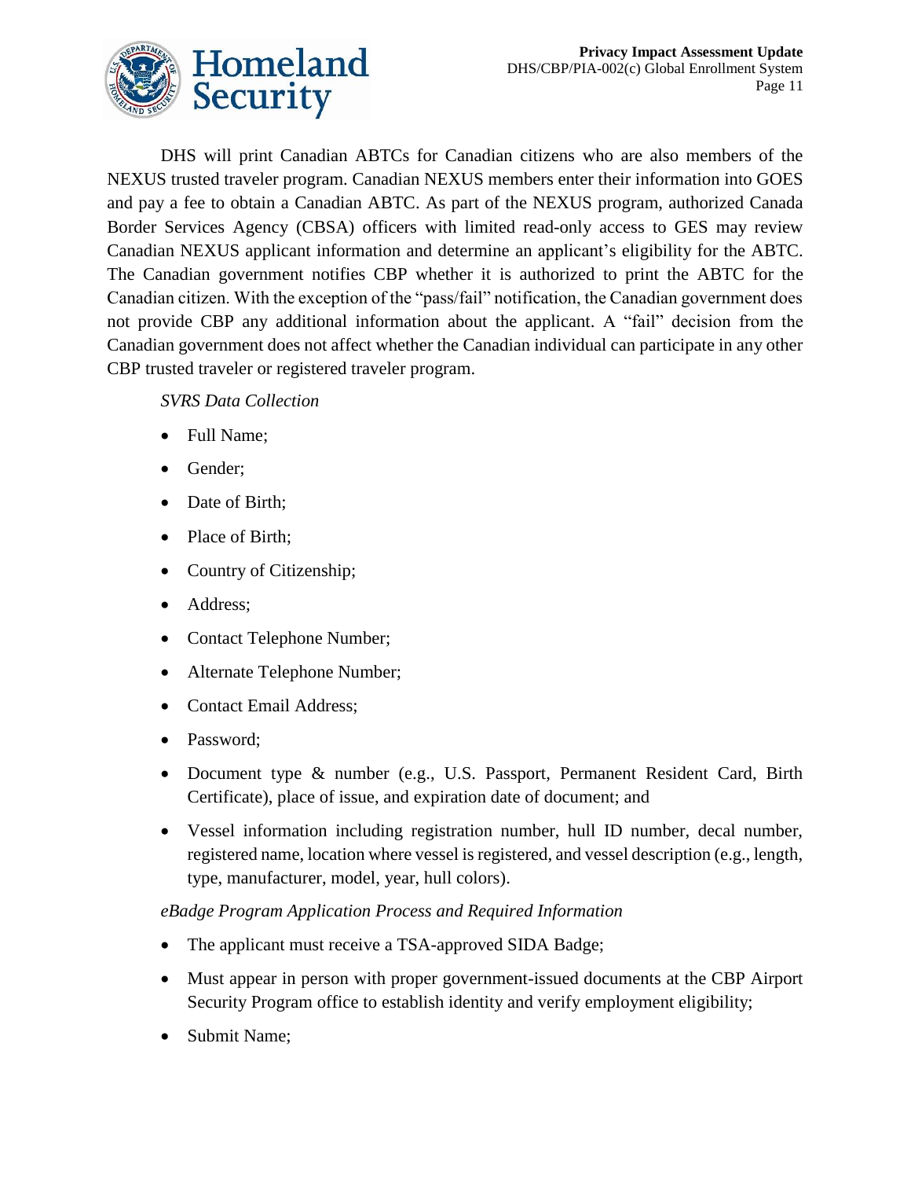DHS will print Canadian ABTCs for Canadian citizens who are also members of the NEXUS trusted traveler program. Canadian NEXUS members enter their information into GOES and pay a fee to obtain a Canadian ABTC. As part of the NEXUS program, authorized Canada Border Services Agency (CBSA) officers with limited read-only access to GES may review Canadian NEXUS applicant information and determine an applicant's eligibility for the ABTC. The Canadian government notifies CBP whether it is authorized to print the ABTC for the Canadian citizen. With the exception of the "pass/fail" notification, the Canadian government does not provide CBP any additional information about the applicant. A "fail" decision from the Canadian government does not affect whether the Canadian individual can participate in any other CBP trusted traveler or registered traveler program.

*SVRS Data Collection*

- Full Name;
- Gender;
- Date of Birth;
- Place of Birth;
- Country of Citizenship;
- Address;
- Contact Telephone Number;
- Alternate Telephone Number;
- Contact Email Address;
- Password;
- Document type & number (e.g., U.S. Passport, Permanent Resident Card, Birth Certificate), place of issue, and expiration date of document; and
- Vessel information including registration number, hull ID number, decal number, registered name, location where vessel is registered, and vessel description (e.g., length, type, manufacturer, model, year, hull colors).

*eBadge Program Application Process and Required Information*

- The applicant must receive a TSA-approved SIDA Badge;
- Must appear in person with proper government-issued documents at the CBP Airport Security Program office to establish identity and verify employment eligibility;
- Submit Name;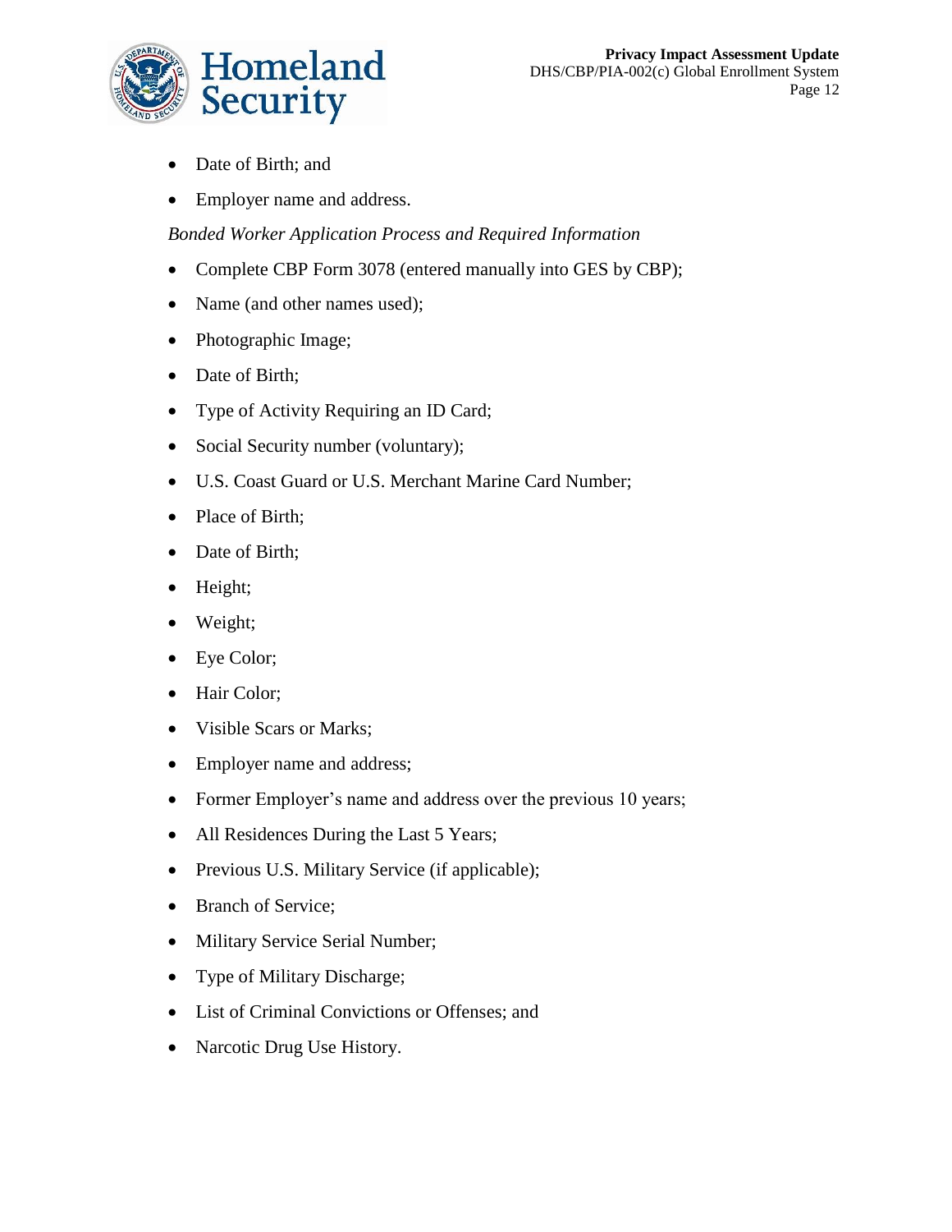- Date of Birth; and
- Employer name and address.

*Bonded Worker Application Process and Required Information*

- Complete CBP Form 3078 (entered manually into GES by CBP);
- Name (and other names used);
- Photographic Image;
- Date of Birth;
- Type of Activity Requiring an ID Card;
- Social Security number (voluntary);
- U.S. Coast Guard or U.S. Merchant Marine Card Number;
- Place of Birth;
- Date of Birth;
- Height;
- Weight;
- Eye Color;
- Hair Color;
- Visible Scars or Marks;
- Employer name and address;
- Former Employer's name and address over the previous 10 years;
- All Residences During the Last 5 Years;
- Previous U.S. Military Service (if applicable);
- Branch of Service;
- Military Service Serial Number;
- Type of Military Discharge;
- List of Criminal Convictions or Offenses; and
- Narcotic Drug Use History.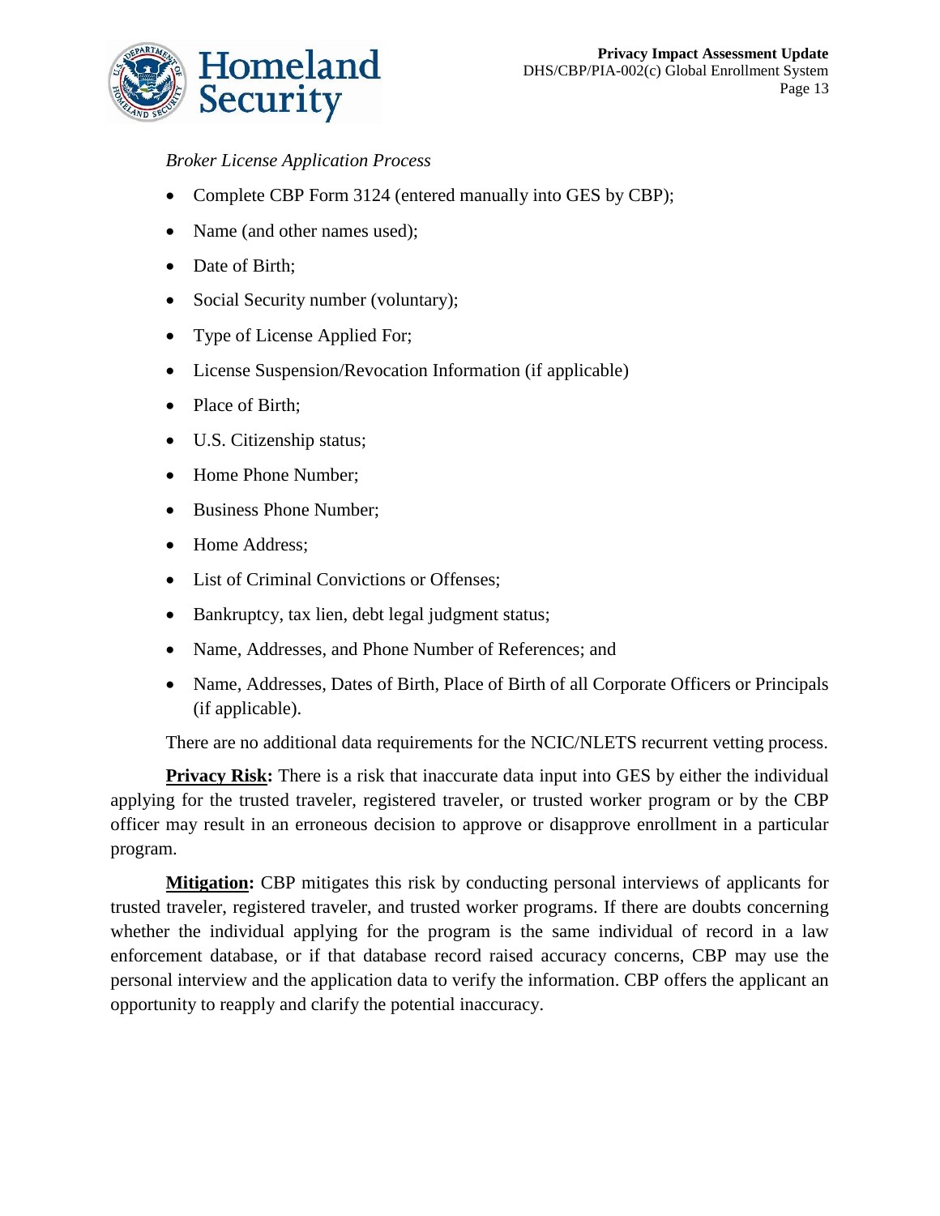*Broker License Application Process*

- Complete CBP Form 3124 (entered manually into GES by CBP);
- Name (and other names used);
- Date of Birth;
- Social Security number (voluntary);
- Type of License Applied For;
- License Suspension/Revocation Information (if applicable)
- Place of Birth;
- U.S. Citizenship status;
- Home Phone Number;
- Business Phone Number;
- Home Address;
- List of Criminal Convictions or Offenses;
- Bankruptcy, tax lien, debt legal judgment status;
- Name, Addresses, and Phone Number of References; and
- Name, Addresses, Dates of Birth, Place of Birth of all Corporate Officers or Principals (if applicable).

There are no additional data requirements for the NCIC/NLETS recurrent vetting process.

**Privacy Risk:** There is a risk that inaccurate data input into GES by either the individual applying for the trusted traveler, registered traveler, or trusted worker program or by the CBP officer may result in an erroneous decision to approve or disapprove enrollment in a particular program.

**Mitigation:** CBP mitigates this risk by conducting personal interviews of applicants for trusted traveler, registered traveler, and trusted worker programs. If there are doubts concerning whether the individual applying for the program is the same individual of record in a law enforcement database, or if that database record raised accuracy concerns, CBP may use the personal interview and the application data to verify the information. CBP offers the applicant an opportunity to reapply and clarify the potential inaccuracy.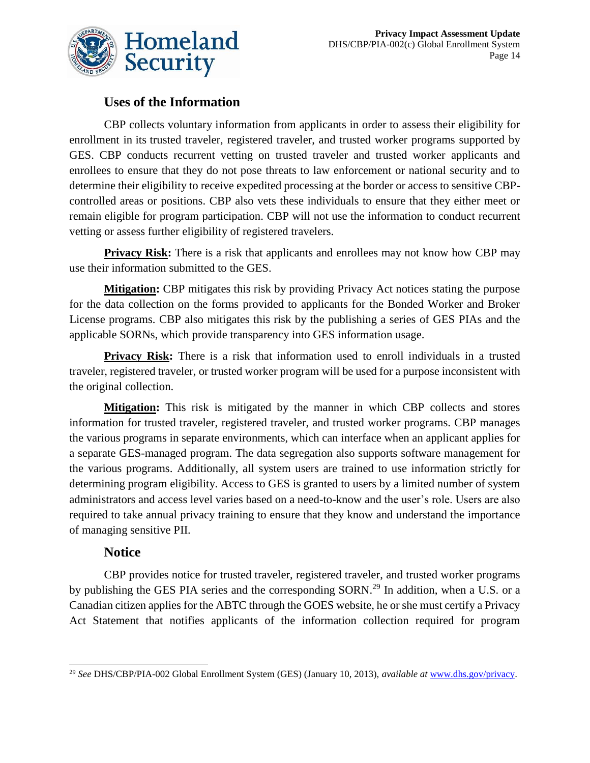## Uses of the Information

CBP collects voluntary information from applicants in order to assess their eligibility for enrollment in its trusted traveler, registered traveler, and trusted worker programs supported by GES. CBP conducts recurrent vetting on trusted traveler and trusted worker applicants and enrollees to ensure that they do not pose threats to law enforcement or national security and to determine their eligibility to receive expedited processing at the border or access to sensitive CBP-controlled areas or positions. CBP also vets these individuals to ensure that they either meet or remain eligible for program participation. CBP will not use the information to conduct recurrent vetting or assess further eligibility of registered travelers.

**Privacy Risk:** There is a risk that applicants and enrollees may not know how CBP may use their information submitted to the GES.

**Mitigation:** CBP mitigates this risk by providing Privacy Act notices stating the purpose for the data collection on the forms provided to applicants for the Bonded Worker and Broker License programs. CBP also mitigates this risk by the publishing a series of GES PIAs and the applicable SORNs, which provide transparency into GES information usage.

**Privacy Risk:** There is a risk that information used to enroll individuals in a trusted traveler, registered traveler, or trusted worker program will be used for a purpose inconsistent with the original collection.

**Mitigation:** This risk is mitigated by the manner in which CBP collects and stores information for trusted traveler, registered traveler, and trusted worker programs. CBP manages the various programs in separate environments, which can interface when an applicant applies for a separate GES-managed program. The data segregation also supports software management for the various programs. Additionally, all system users are trained to use information strictly for determining program eligibility. Access to GES is granted to users by a limited number of system administrators and access level varies based on a need-to-know and the user's role. Users are also required to take annual privacy training to ensure that they know and understand the importance of managing sensitive PII.

## Notice

CBP provides notice for trusted traveler, registered traveler, and trusted worker programs by publishing the GES PIA series and the corresponding SORN.[29] In addition, when a U.S. or a Canadian citizen applies for the ABTC through the GOES website, he or she must certify a Privacy Act Statement that notifies applicants of the information collection required for program

---

[29] *See* DHS/CBP/PIA-002 Global Enrollment System (GES) (January 10, 2013), *available at* www.dhs.gov/privacy.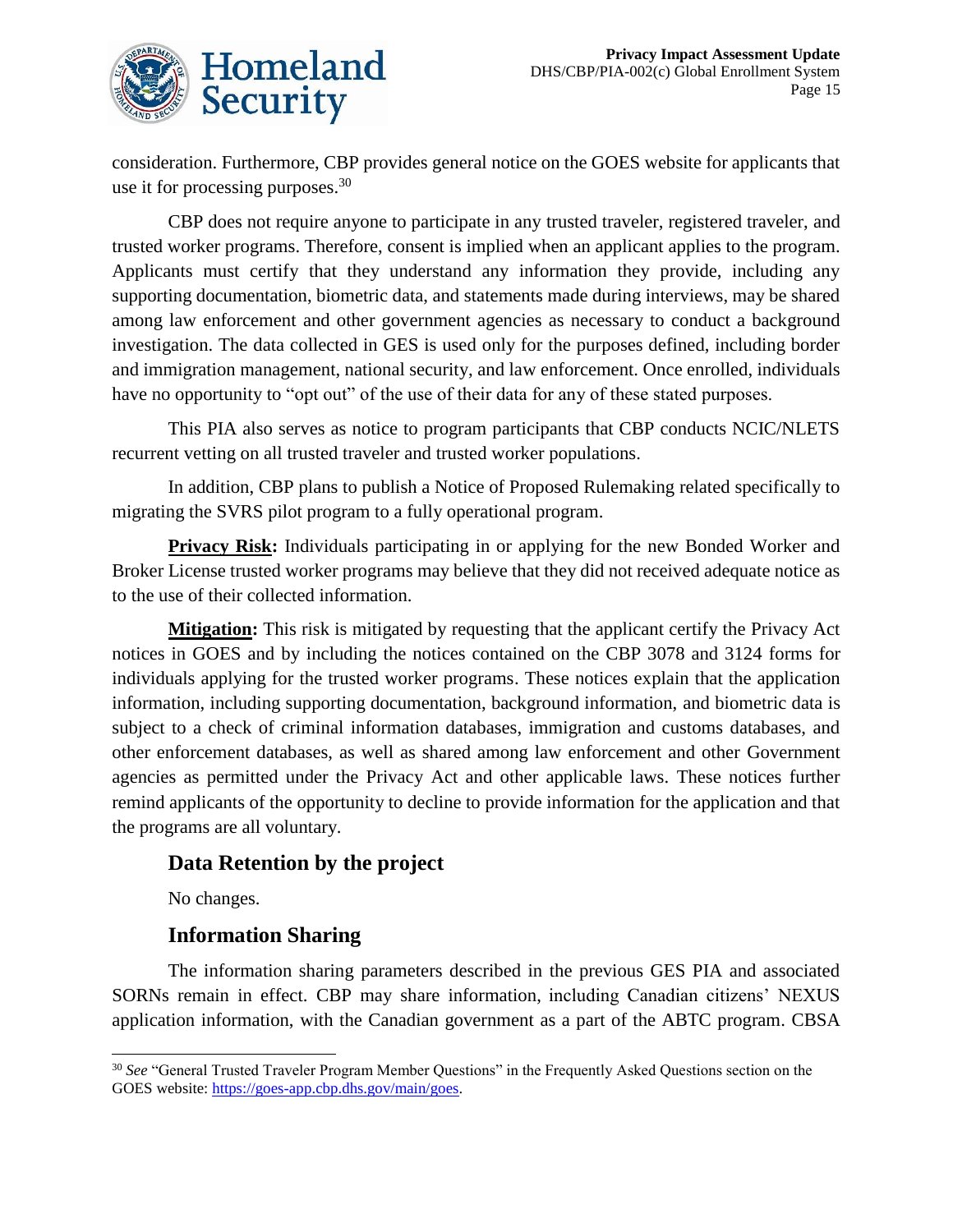consideration. Furthermore, CBP provides general notice on the GOES website for applicants that use it for processing purposes.[30]

CBP does not require anyone to participate in any trusted traveler, registered traveler, and trusted worker programs. Therefore, consent is implied when an applicant applies to the program. Applicants must certify that they understand any information they provide, including any supporting documentation, biometric data, and statements made during interviews, may be shared among law enforcement and other government agencies as necessary to conduct a background investigation. The data collected in GES is used only for the purposes defined, including border and immigration management, national security, and law enforcement. Once enrolled, individuals have no opportunity to "opt out" of the use of their data for any of these stated purposes.

This PIA also serves as notice to program participants that CBP conducts NCIC/NLETS recurrent vetting on all trusted traveler and trusted worker populations.

In addition, CBP plans to publish a Notice of Proposed Rulemaking related specifically to migrating the SVRS pilot program to a fully operational program.

**Privacy Risk:** Individuals participating in or applying for the new Bonded Worker and Broker License trusted worker programs may believe that they did not received adequate notice as to the use of their collected information.

**Mitigation:** This risk is mitigated by requesting that the applicant certify the Privacy Act notices in GOES and by including the notices contained on the CBP 3078 and 3124 forms for individuals applying for the trusted worker programs. These notices explain that the application information, including supporting documentation, background information, and biometric data is subject to a check of criminal information databases, immigration and customs databases, and other enforcement databases, as well as shared among law enforcement and other Government agencies as permitted under the Privacy Act and other applicable laws. These notices further remind applicants of the opportunity to decline to provide information for the application and that the programs are all voluntary.

## Data Retention by the project

No changes.

## Information Sharing

The information sharing parameters described in the previous GES PIA and associated SORNs remain in effect. CBP may share information, including Canadian citizens' NEXUS application information, with the Canadian government as a part of the ABTC program. CBSA

---

[30] *See* "General Trusted Traveler Program Member Questions" in the Frequently Asked Questions section on the GOES website: https://goes-app.cbp.dhs.gov/main/goes.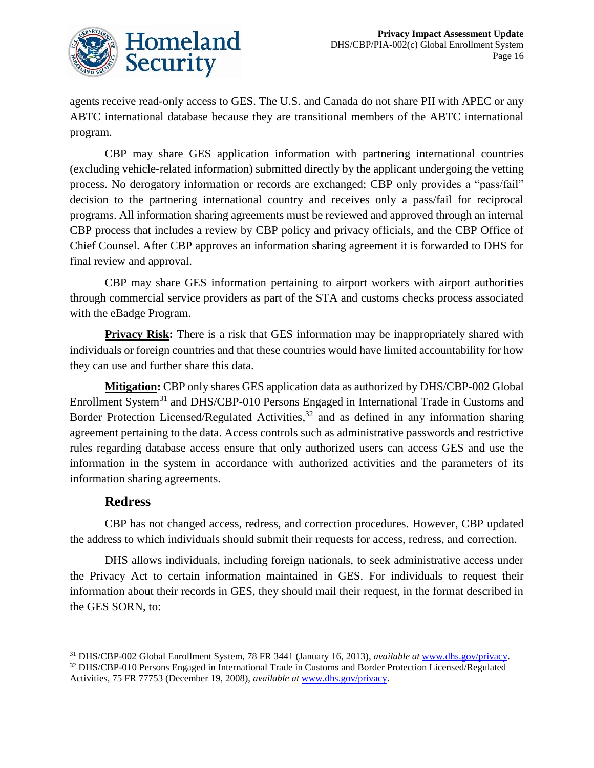agents receive read-only access to GES. The U.S. and Canada do not share PII with APEC or any ABTC international database because they are transitional members of the ABTC international program.

CBP may share GES application information with partnering international countries (excluding vehicle-related information) submitted directly by the applicant undergoing the vetting process. No derogatory information or records are exchanged; CBP only provides a "pass/fail" decision to the partnering international country and receives only a pass/fail for reciprocal programs. All information sharing agreements must be reviewed and approved through an internal CBP process that includes a review by CBP policy and privacy officials, and the CBP Office of Chief Counsel. After CBP approves an information sharing agreement it is forwarded to DHS for final review and approval.

CBP may share GES information pertaining to airport workers with airport authorities through commercial service providers as part of the STA and customs checks process associated with the eBadge Program.

**Privacy Risk:** There is a risk that GES information may be inappropriately shared with individuals or foreign countries and that these countries would have limited accountability for how they can use and further share this data.

**Mitigation:** CBP only shares GES application data as authorized by DHS/CBP-002 Global Enrollment System[31] and DHS/CBP-010 Persons Engaged in International Trade in Customs and Border Protection Licensed/Regulated Activities,[32] and as defined in any information sharing agreement pertaining to the data. Access controls such as administrative passwords and restrictive rules regarding database access ensure that only authorized users can access GES and use the information in the system in accordance with authorized activities and the parameters of its information sharing agreements.

## Redress

CBP has not changed access, redress, and correction procedures. However, CBP updated the address to which individuals should submit their requests for access, redress, and correction.

DHS allows individuals, including foreign nationals, to seek administrative access under the Privacy Act to certain information maintained in GES. For individuals to request their information about their records in GES, they should mail their request, in the format described in the GES SORN, to:

---

[31] DHS/CBP-002 Global Enrollment System, 78 FR 3441 (January 16, 2013), *available at* www.dhs.gov/privacy.

[32] DHS/CBP-010 Persons Engaged in International Trade in Customs and Border Protection Licensed/Regulated Activities, 75 FR 77753 (December 19, 2008), *available at* www.dhs.gov/privacy.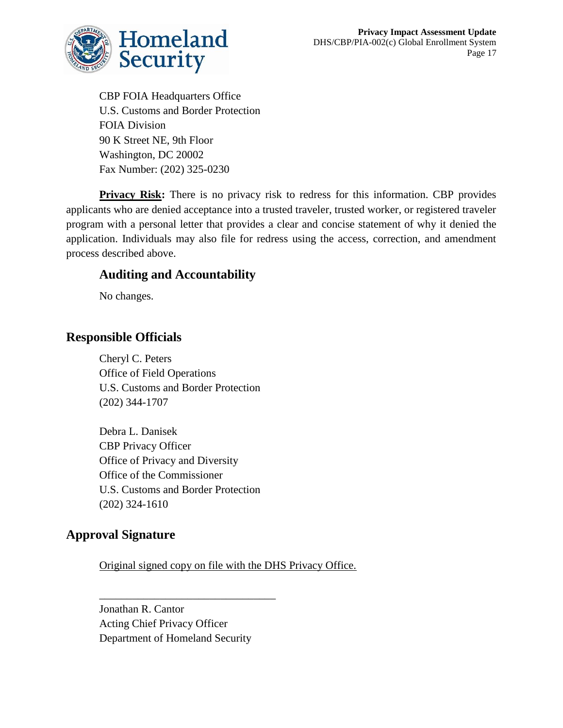CBP FOIA Headquarters Office
U.S. Customs and Border Protection
FOIA Division
90 K Street NE, 9th Floor
Washington, DC 20002
Fax Number: (202) 325-0230

**Privacy Risk:** There is no privacy risk to redress for this information. CBP provides applicants who are denied acceptance into a trusted traveler, trusted worker, or registered traveler program with a personal letter that provides a clear and concise statement of why it denied the application. Individuals may also file for redress using the access, correction, and amendment process described above.

### Auditing and Accountability

No changes.

## Responsible Officials

Cheryl C. Peters
Office of Field Operations
U.S. Customs and Border Protection
(202) 344-1707

Debra L. Danisek
CBP Privacy Officer
Office of Privacy and Diversity
Office of the Commissioner
U.S. Customs and Border Protection
(202) 324-1610

## Approval Signature

Original signed copy on file with the DHS Privacy Office.

________________________________

Jonathan R. Cantor
Acting Chief Privacy Officer
Department of Homeland Security